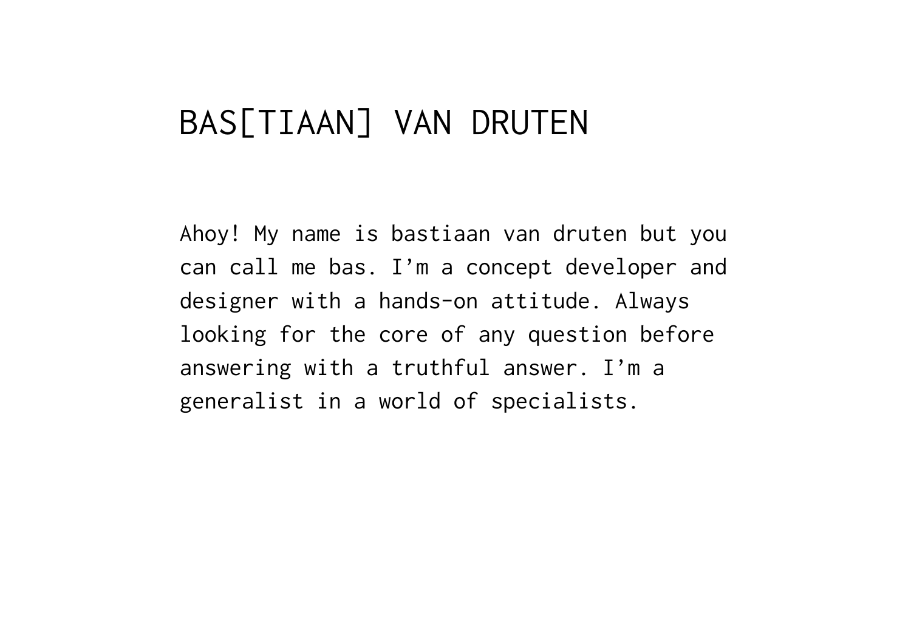# BAS[TIAAN] VAN DRUTEN

Ahoy! My name is bastiaan van druten but you can call me bas. I’m a concept developer and designer with a hands-on attitude. Always looking for the core of any question before answering with a truthful answer. I’m a generalist in a world of specialists.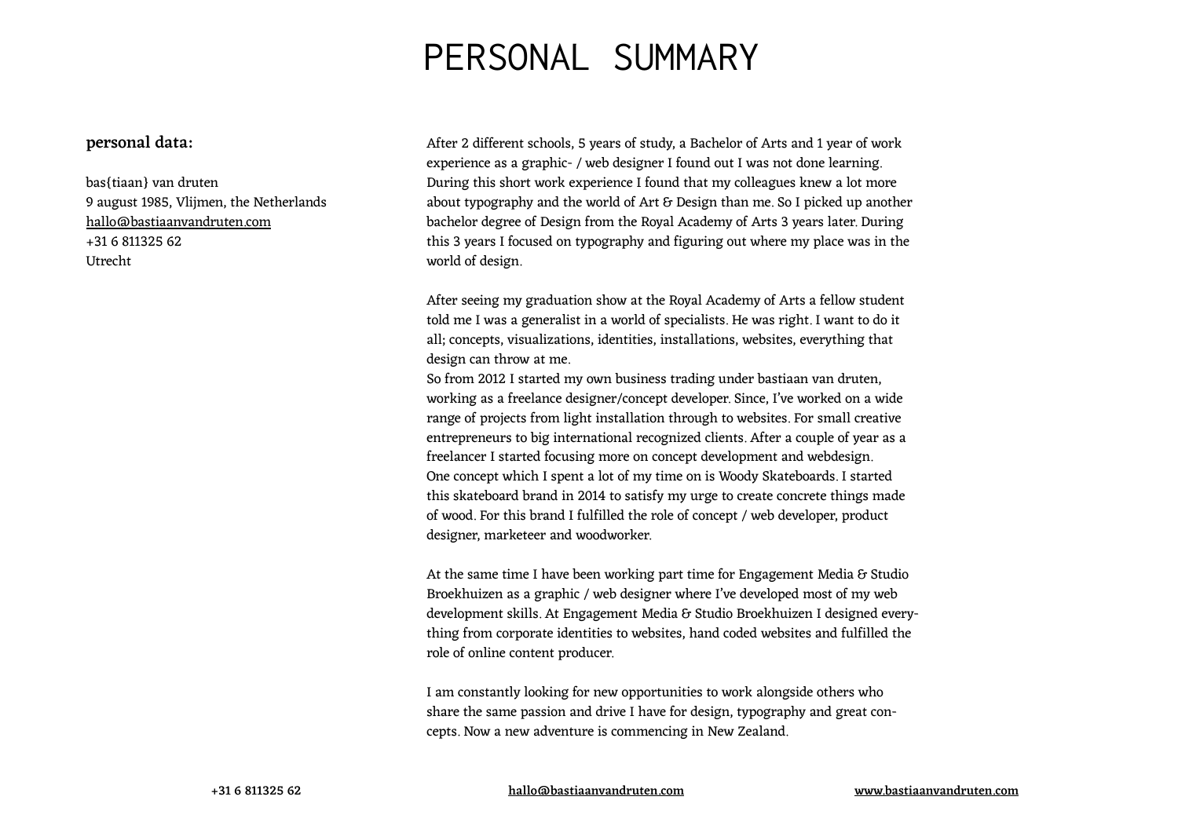# PERSONAL SUMMARY

**personal data:**

bas{tiaan} van druten  
9 august 1985, Vlijmen, the Netherlands  
hallo@bastiaanvandruten.com  
+31 6 811325 62  
Utrecht

After 2 different schools, 5 years of study, a Bachelor of Arts and 1 year of work experience as a graphic- / web designer I found out I was not done learning. During this short work experience I found that my colleagues knew a lot more about typography and the world of Art & Design than me. So I picked up another bachelor degree of Design from the Royal Academy of Arts 3 years later. During this 3 years I focused on typography and figuring out where my place was in the world of design.

After seeing my graduation show at the Royal Academy of Arts a fellow student told me I was a generalist in a world of specialists. He was right. I want to do it all; concepts, visualizations, identities, installations, websites, everything that design can throw at me.  
So from 2012 I started my own business trading under bastiaan van druten, working as a freelance designer/concept developer. Since, I've worked on a wide range of projects from light installation through to websites. For small creative entrepreneurs to big international recognized clients. After a couple of year as a freelancer I started focusing more on concept development and webdesign.  
One concept which I spent a lot of my time on is Woody Skateboards. I started this skateboard brand in 2014 to satisfy my urge to create concrete things made of wood. For this brand I fulfilled the role of concept / web developer, product designer, marketeer and woodworker.

At the same time I have been working part time for Engagement Media & Studio Broekhuizen as a graphic / web designer where I've developed most of my web development skills. At Engagement Media & Studio Broekhuizen I designed everything from corporate identities to websites, hand coded websites and fulfilled the role of online content producer.

I am constantly looking for new opportunities to work alongside others who share the same passion and drive I have for design, typography and great concepts. Now a new adventure is commencing in New Zealand.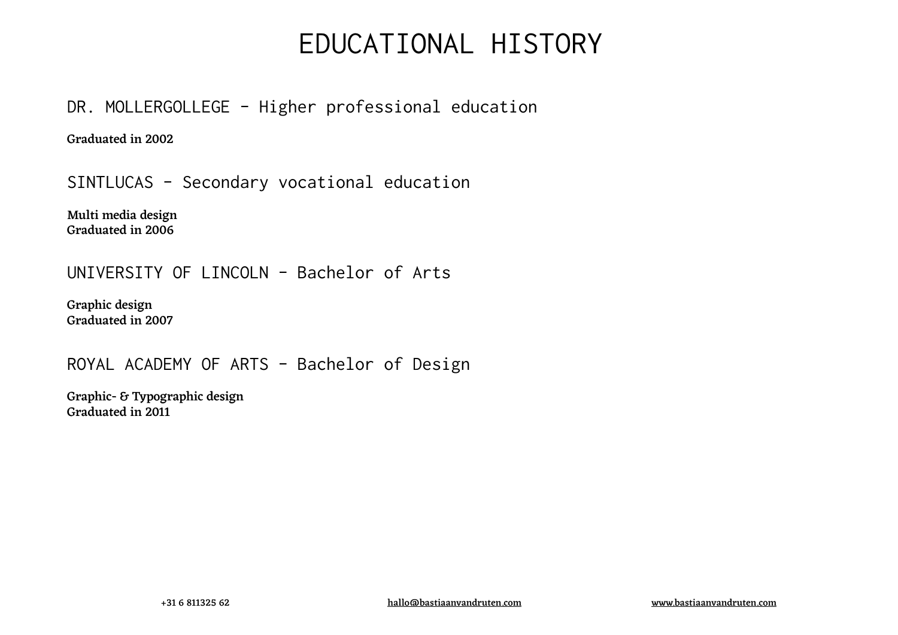# EDUCATIONAL HISTORY

## DR. MOLLERGOLLEGE – Higher professional education

**Graduated in 2002**

## SINTLUCAS – Secondary vocational education

**Multi media design**
**Graduated in 2006**

## UNIVERSITY OF LINCOLN – Bachelor of Arts

**Graphic design**
**Graduated in 2007**

## ROYAL ACADEMY OF ARTS – Bachelor of Design

**Graphic- & Typographic design**
**Graduated in 2011**

+31 6 811325 62 hallo@bastiaanvandruten.com www.bastiaanvandruten.com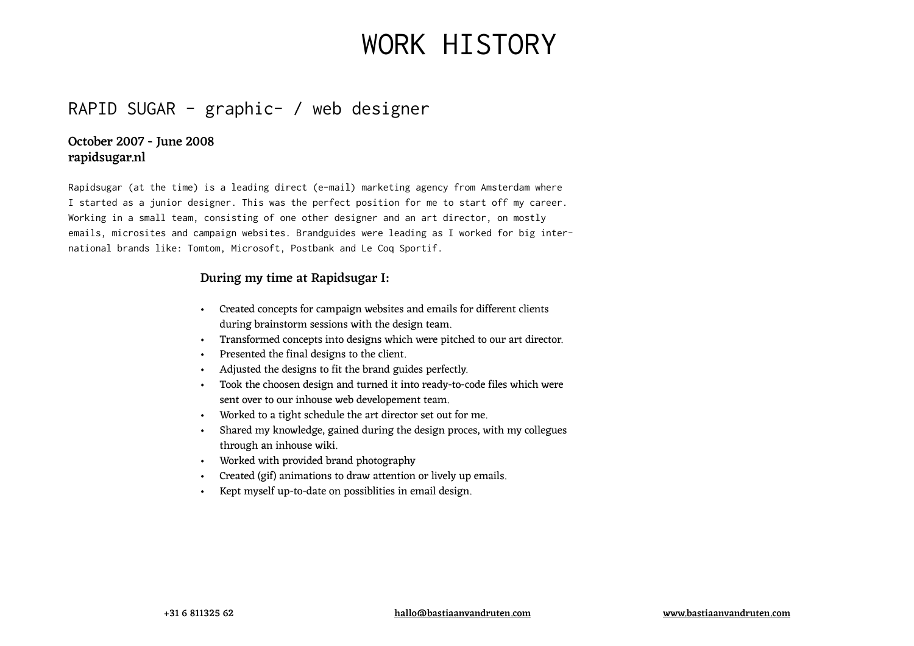# WORK HISTORY

## RAPID SUGAR - graphic- / web designer

**October 2007 - June 2008**
**rapidsugar.nl**

Rapidsugar (at the time) is a leading direct (e-mail) marketing agency from Amsterdam where I started as a junior designer. This was the perfect position for me to start off my career. Working in a small team, consisting of one other designer and an art director, on mostly emails, microsites and campaign websites. Brandguides were leading as I worked for big international brands like: Tomtom, Microsoft, Postbank and Le Coq Sportif.

**During my time at Rapidsugar I:**

- Created concepts for campaign websites and emails for different clients during brainstorm sessions with the design team.
- Transformed concepts into designs which were pitched to our art director.
- Presented the final designs to the client.
- Adjusted the designs to fit the brand guides perfectly.
- Took the choosen design and turned it into ready-to-code files which were sent over to our inhouse web developement team.
- Worked to a tight schedule the art director set out for me.
- Shared my knowledge, gained during the design proces, with my collegues through an inhouse wiki.
- Worked with provided brand photography
- Created (gif) animations to draw attention or lively up emails.
- Kept myself up-to-date on possiblities in email design.

**+31 6 811325 62** | **hallo@bastiaanvandruten.com** | **www.bastiaanvandruten.com**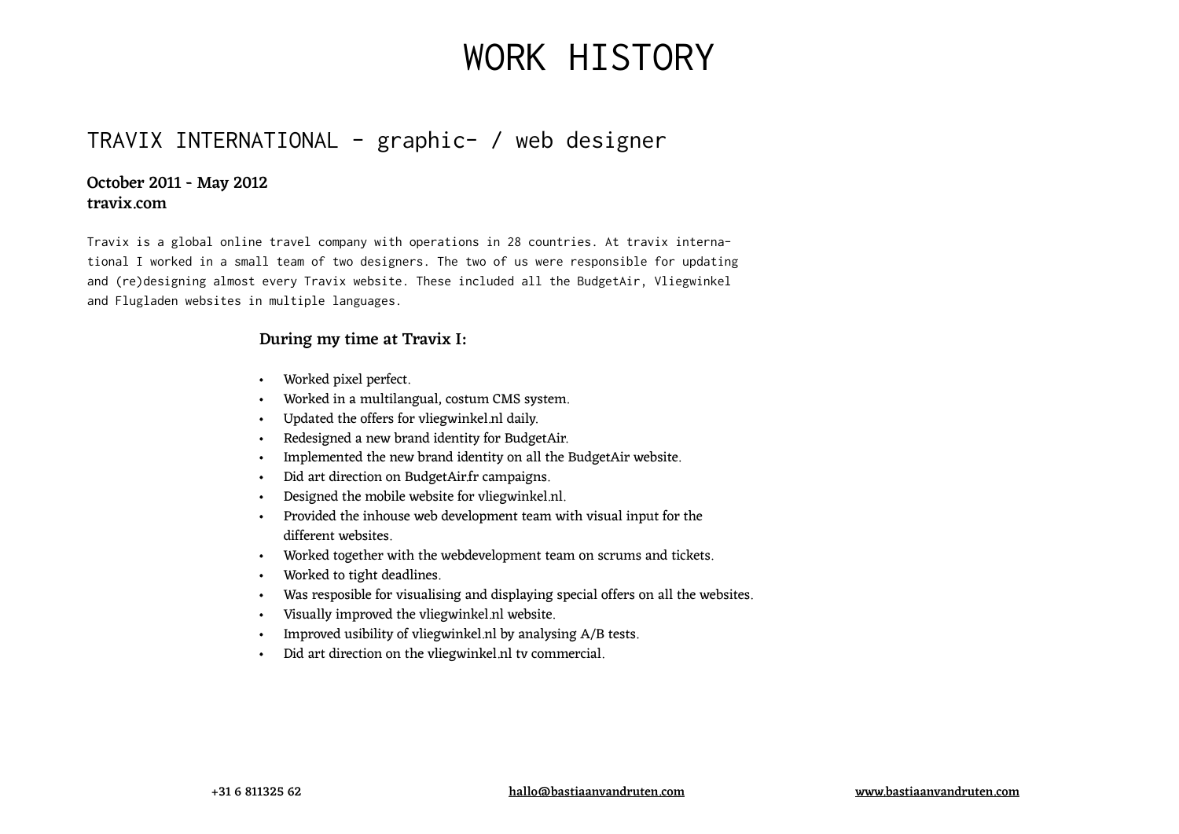# WORK HISTORY

## TRAVIX INTERNATIONAL – graphic- / web designer

**October 2011 - May 2012**
**travix.com**

Travix is a global online travel company with operations in 28 countries. At travix international I worked in a small team of two designers. The two of us were responsible for updating and (re)designing almost every Travix website. These included all the BudgetAir, Vliegwinkel and Flugladen websites in multiple languages.

**During my time at Travix I:**

- Worked pixel perfect.
- Worked in a multilangual, costum CMS system.
- Updated the offers for vliegwinkel.nl daily.
- Redesigned a new brand identity for BudgetAir.
- Implemented the new brand identity on all the BudgetAir website.
- Did art direction on BudgetAir.fr campaigns.
- Designed the mobile website for vliegwinkel.nl.
- Provided the inhouse web development team with visual input for the different websites.
- Worked together with the webdevelopment team on scrums and tickets.
- Worked to tight deadlines.
- Was resposible for visualising and displaying special offers on all the websites.
- Visually improved the vliegwinkel.nl website.
- Improved usibility of vliegwinkel.nl by analysing A/B tests.
- Did art direction on the vliegwinkel.nl tv commercial.

+31 6 811325 62 hallo@bastiaanvandruten.com www.bastiaanvandruten.com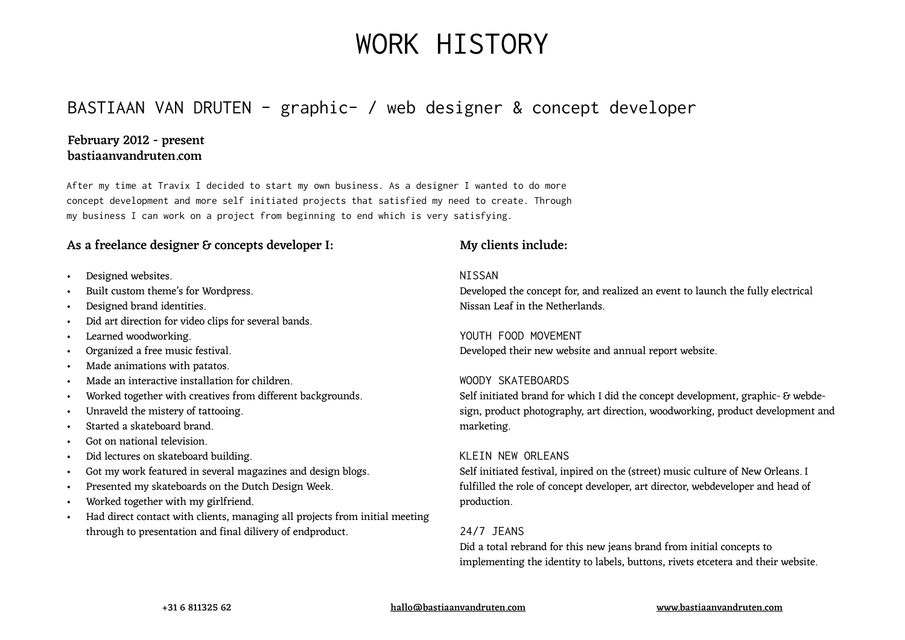# WORK HISTORY

## BASTIAAN VAN DRUTEN - graphic- / web designer & concept developer

**February 2012 - present**
**bastiaanvandruten.com**

After my time at Travix I decided to start my own business. As a designer I wanted to do more concept development and more self initiated projects that satisfied my need to create. Through my business I can work on a project from beginning to end which is very satisfying.

**As a freelance designer & concepts developer I:**

- Designed websites.
- Built custom theme's for Wordpress.
- Designed brand identities.
- Did art direction for video clips for several bands.
- Learned woodworking.
- Organized a free music festival.
- Made animations with patatos.
- Made an interactive installation for children.
- Worked together with creatives from different backgrounds.
- Unraveld the mistery of tattooing.
- Started a skateboard brand.
- Got on national television.
- Did lectures on skateboard building.
- Got my work featured in several magazines and design blogs.
- Presented my skateboards on the Dutch Design Week.
- Worked together with my girlfriend.
- Had direct contact with clients, managing all projects from initial meeting through to presentation and final dilivery of endproduct.

**My clients include:**

NISSAN
Developed the concept for, and realized an event to launch the fully electrical Nissan Leaf in the Netherlands.

YOUTH FOOD MOVEMENT
Developed their new website and annual report website.

WOODY SKATEBOARDS
Self initiated brand for which I did the concept development, graphic- & webdesign, product photography, art direction, woodworking, product development and marketing.

KLEIN NEW ORLEANS
Self initiated festival, inpired on the (street) music culture of New Orleans. I fulfilled the role of concept developer, art director, webdeveloper and head of production.

24/7 JEANS
Did a total rebrand for this new jeans brand from initial concepts to implementing the identity to labels, buttons, rivets etcetera and their website.

+31 6 811325 62 hallo@bastiaanvandruten.com www.bastiaanvandruten.com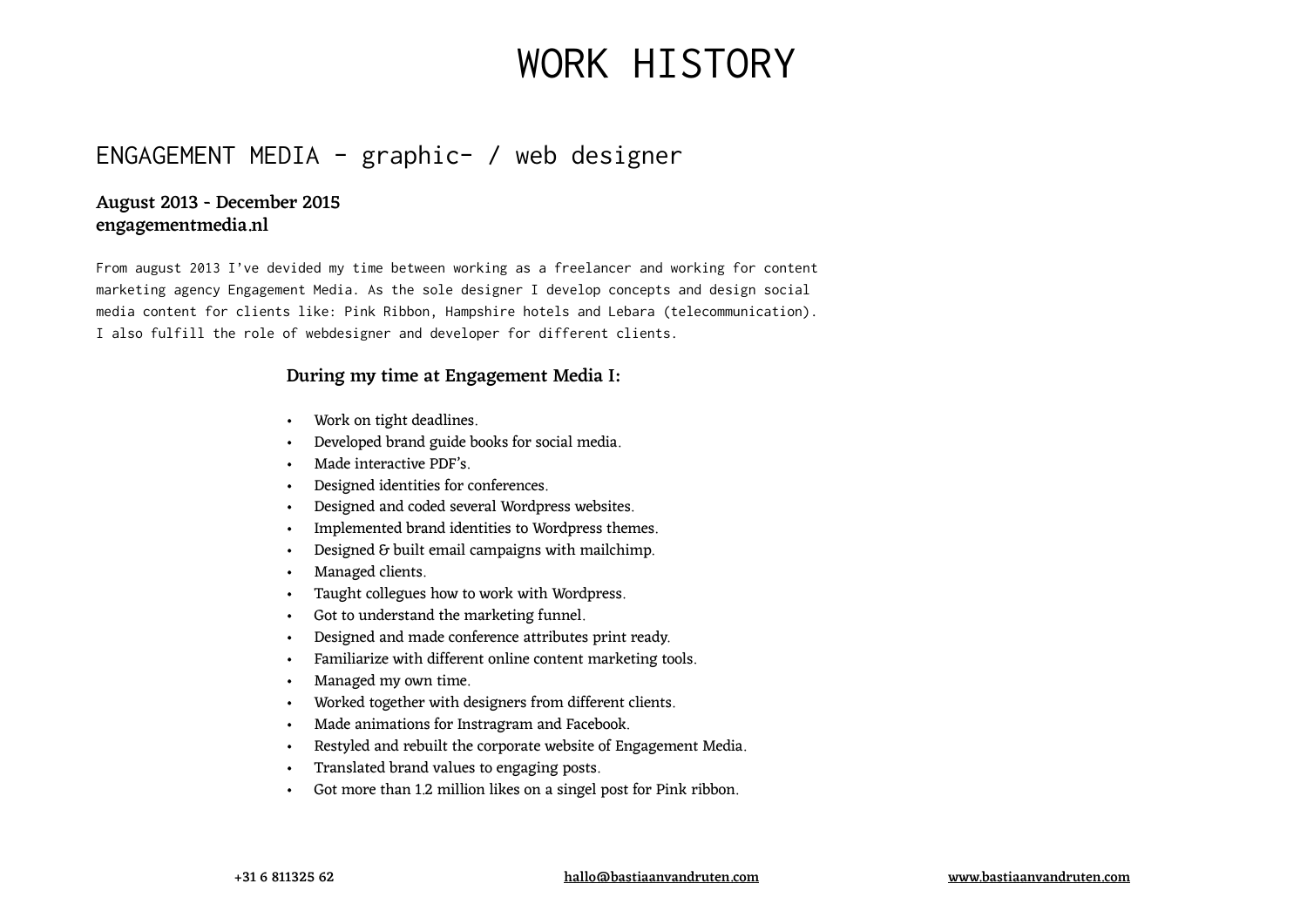# WORK HISTORY

## ENGAGEMENT MEDIA – graphic- / web designer

**August 2013 - December 2015**
**engagementmedia.nl**

From august 2013 I've devided my time between working as a freelancer and working for content marketing agency Engagement Media. As the sole designer I develop concepts and design social media content for clients like: Pink Ribbon, Hampshire hotels and Lebara (telecommunication). I also fulfill the role of webdesigner and developer for different clients.

**During my time at Engagement Media I:**

- Work on tight deadlines.
- Developed brand guide books for social media.
- Made interactive PDF's.
- Designed identities for conferences.
- Designed and coded several Wordpress websites.
- Implemented brand identities to Wordpress themes.
- Designed & built email campaigns with mailchimp.
- Managed clients.
- Taught collegues how to work with Wordpress.
- Got to understand the marketing funnel.
- Designed and made conference attributes print ready.
- Familiarize with different online content marketing tools.
- Managed my own time.
- Worked together with designers from different clients.
- Made animations for Instragram and Facebook.
- Restyled and rebuilt the corporate website of Engagement Media.
- Translated brand values to engaging posts.
- Got more than 1.2 million likes on a singel post for Pink ribbon.

+31 6 811325 62 hallo@bastiaanvandruten.com www.bastiaanvandruten.com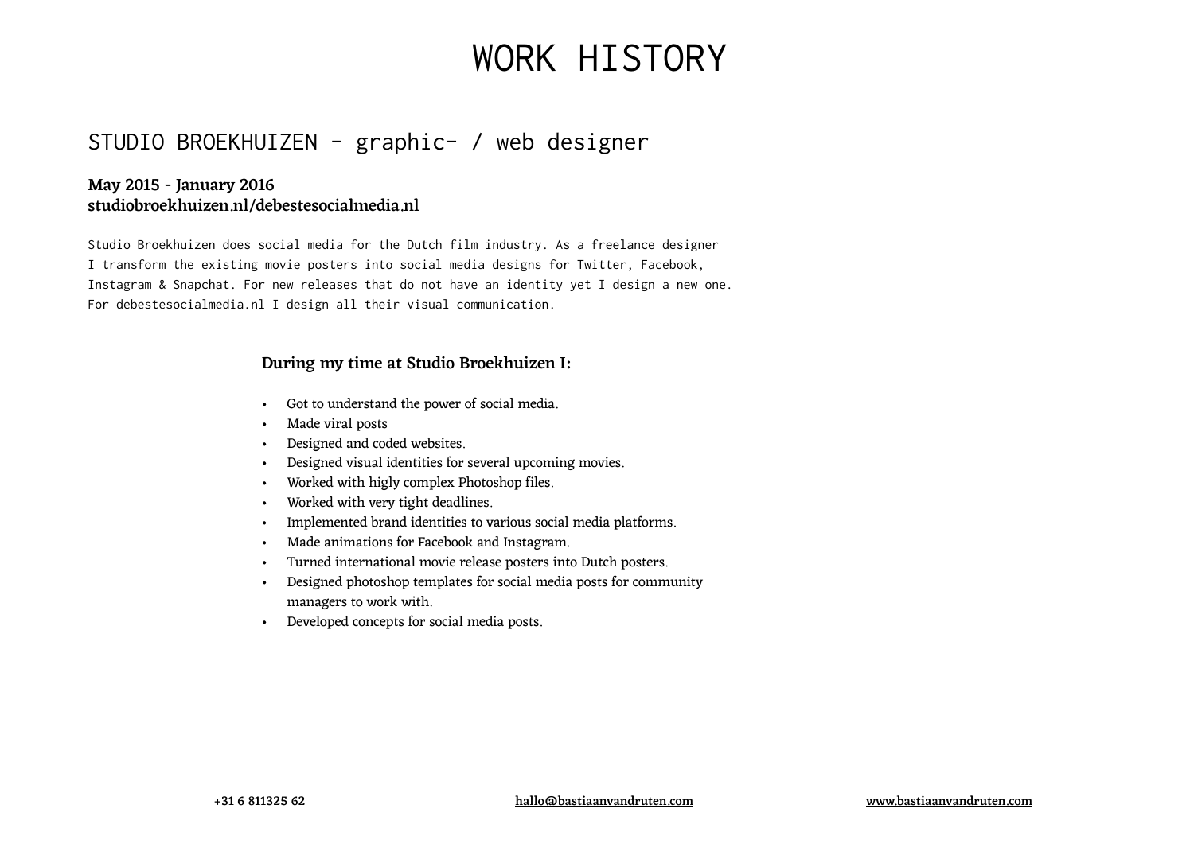# WORK HISTORY

## STUDIO BROEKHUIZEN - graphic- / web designer

**May 2015 - January 2016**
**studiobroekhuizen.nl/debestesocialmedia.nl**

Studio Broekhuizen does social media for the Dutch film industry. As a freelance designer I transform the existing movie posters into social media designs for Twitter, Facebook, Instagram & Snapchat. For new releases that do not have an identity yet I design a new one. For debestesocialmedia.nl I design all their visual communication.

**During my time at Studio Broekhuizen I:**

- Got to understand the power of social media.
- Made viral posts
- Designed and coded websites.
- Designed visual identities for several upcoming movies.
- Worked with higly complex Photoshop files.
- Worked with very tight deadlines.
- Implemented brand identities to various social media platforms.
- Made animations for Facebook and Instagram.
- Turned international movie release posters into Dutch posters.
- Designed photoshop templates for social media posts for community managers to work with.
- Developed concepts for social media posts.

**+31 6 811325 62** | **hallo@bastiaanvandruten.com** | **www.bastiaanvandruten.com**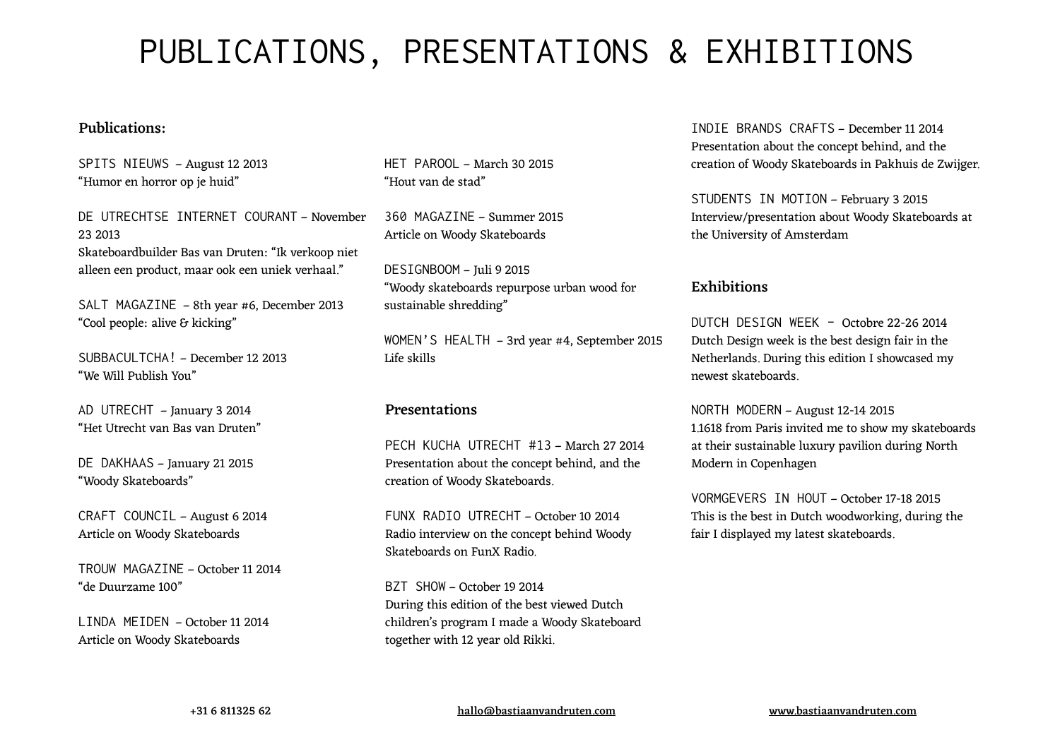# PUBLICATIONS, PRESENTATIONS & EXHIBITIONS

## Publications:

SPITS NIEUWS – August 12 2013
“Humor en horror op je huid”

DE UTRECHTSE INTERNET COURANT – November 23 2013
Skateboardbuilder Bas van Druten: “Ik verkoop niet alleen een product, maar ook een uniek verhaal.”

SALT MAGAZINE – 8th year #6, December 2013
“Cool people: alive & kicking”

SUBBACULTCHA! – December 12 2013
“We Will Publish You”

AD UTRECHT – January 3 2014
“Het Utrecht van Bas van Druten”

DE DAKHAAS – January 21 2015
“Woody Skateboards”

CRAFT COUNCIL – August 6 2014
Article on Woody Skateboards

TROUW MAGAZINE – October 11 2014
“de Duurzame 100”

LINDA MEIDEN – October 11 2014
Article on Woody Skateboards

HET PAROOL – March 30 2015
“Hout van de stad”

360 MAGAZINE – Summer 2015
Article on Woody Skateboards

DESIGNBOOM – Juli 9 2015
“Woody skateboards repurpose urban wood for sustainable shredding”

WOMEN’S HEALTH – 3rd year #4, September 2015
Life skills

## Presentations

PECH KUCHA UTRECHT #13 – March 27 2014
Presentation about the concept behind, and the creation of Woody Skateboards.

FUNX RADIO UTRECHT – October 10 2014
Radio interview on the concept behind Woody Skateboards on FunX Radio.

BZT SHOW – October 19 2014
During this edition of the best viewed Dutch children’s program I made a Woody Skateboard together with 12 year old Rikki.

INDIE BRANDS CRAFTS – December 11 2014
Presentation about the concept behind, and the creation of Woody Skateboards in Pakhuis de Zwijger.

STUDENTS IN MOTION – February 3 2015
Interview/presentation about Woody Skateboards at the University of Amsterdam

## Exhibitions

DUTCH DESIGN WEEK - Octobre 22-26 2014
Dutch Design week is the best design fair in the Netherlands. During this edition I showcased my newest skateboards.

NORTH MODERN – August 12-14 2015
1.1618 from Paris invited me to show my skateboards at their sustainable luxury pavilion during North Modern in Copenhagen

VORMGEVERS IN HOUT – October 17-18 2015
This is the best in Dutch woodworking, during the fair I displayed my latest skateboards.

+31 6 811325 62 hallo@bastiaanvandruten.com www.bastiaanvandruten.com